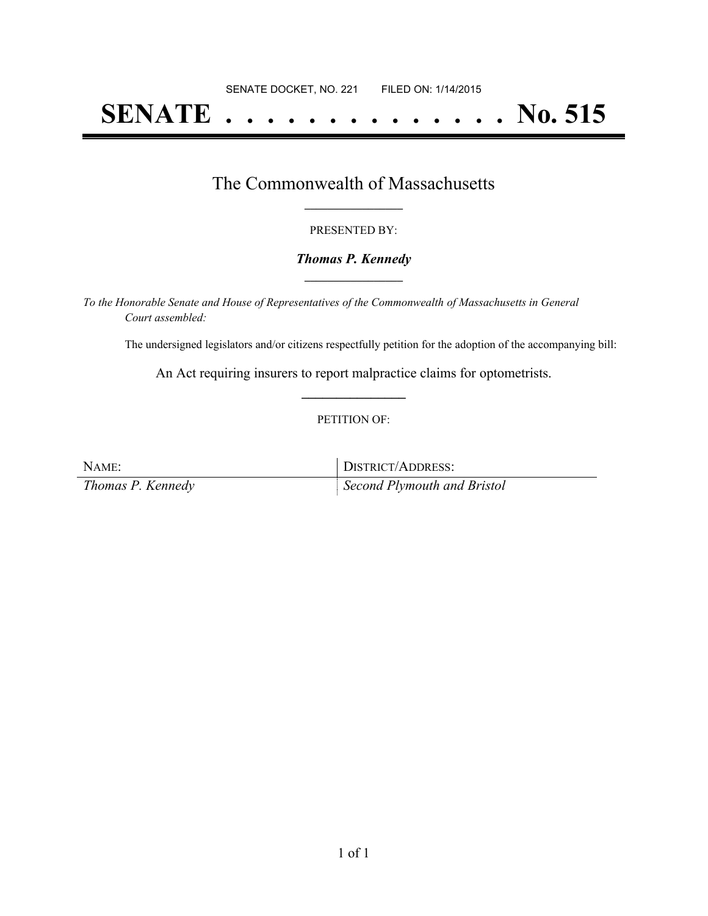SENATE DOCKET, NO. 221        FILED ON: 1/14/2015

# SENATE . . . . . . . . . . . . . . No. 515

## The Commonwealth of Massachusetts

PRESENTED BY:

***Thomas P. Kennedy***

*To the Honorable Senate and House of Representatives of the Commonwealth of Massachusetts in General Court assembled:*

The undersigned legislators and/or citizens respectfully petition for the adoption of the accompanying bill:

An Act requiring insurers to report malpractice claims for optometrists.

PETITION OF:

| NAME: | DISTRICT/ADDRESS: |
| --- | --- |
| *Thomas P. Kennedy* | *Second Plymouth and Bristol* |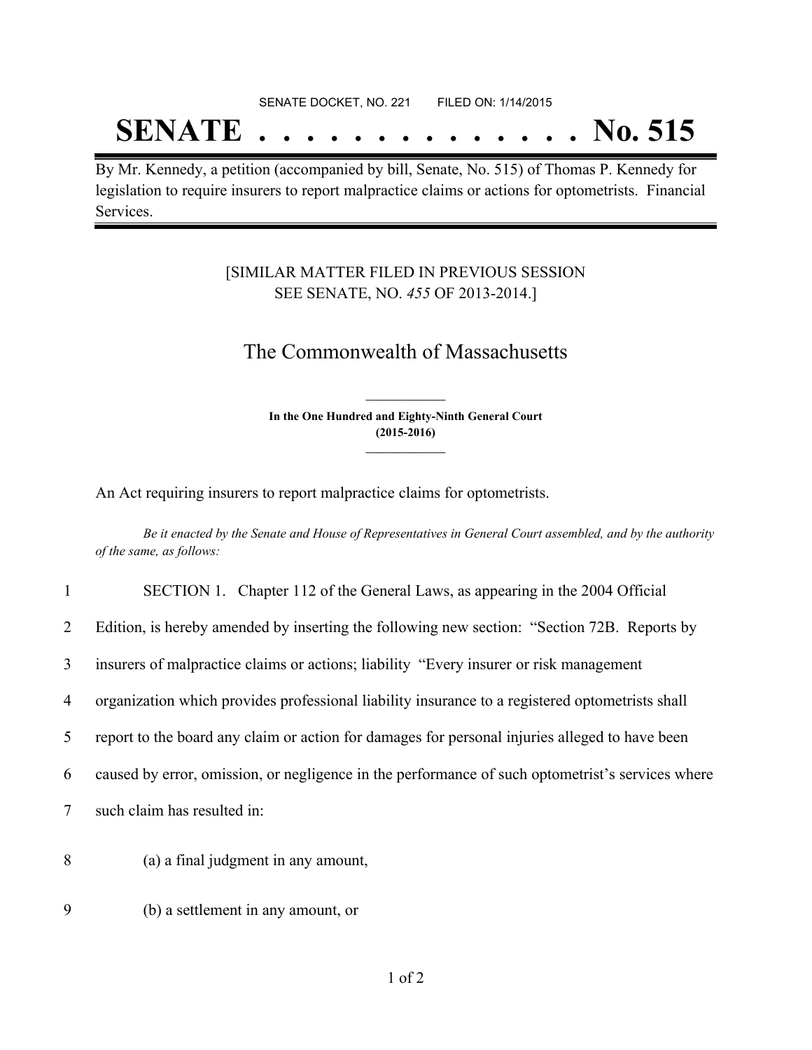SENATE DOCKET, NO. 221 FILED ON: 1/14/2015

# SENATE . . . . . . . . . . . . . . No. 515

By Mr. Kennedy, a petition (accompanied by bill, Senate, No. 515) of Thomas P. Kennedy for legislation to require insurers to report malpractice claims or actions for optometrists. Financial Services.

[SIMILAR MATTER FILED IN PREVIOUS SESSION SEE SENATE, NO. *455* OF 2013-2014.]

## The Commonwealth of Massachusetts

**In the One Hundred and Eighty-Ninth General Court (2015-2016)**

An Act requiring insurers to report malpractice claims for optometrists.

*Be it enacted by the Senate and House of Representatives in General Court assembled, and by the authority of the same, as follows:*

1 SECTION 1. Chapter 112 of the General Laws, as appearing in the 2004 Official
2 Edition, is hereby amended by inserting the following new section: "Section 72B. Reports by
3 insurers of malpractice claims or actions; liability "Every insurer or risk management
4 organization which provides professional liability insurance to a registered optometrists shall
5 report to the board any claim or action for damages for personal injuries alleged to have been
6 caused by error, omission, or negligence in the performance of such optometrist's services where
7 such claim has resulted in:

8 (a) a final judgment in any amount,

9 (b) a settlement in any amount, or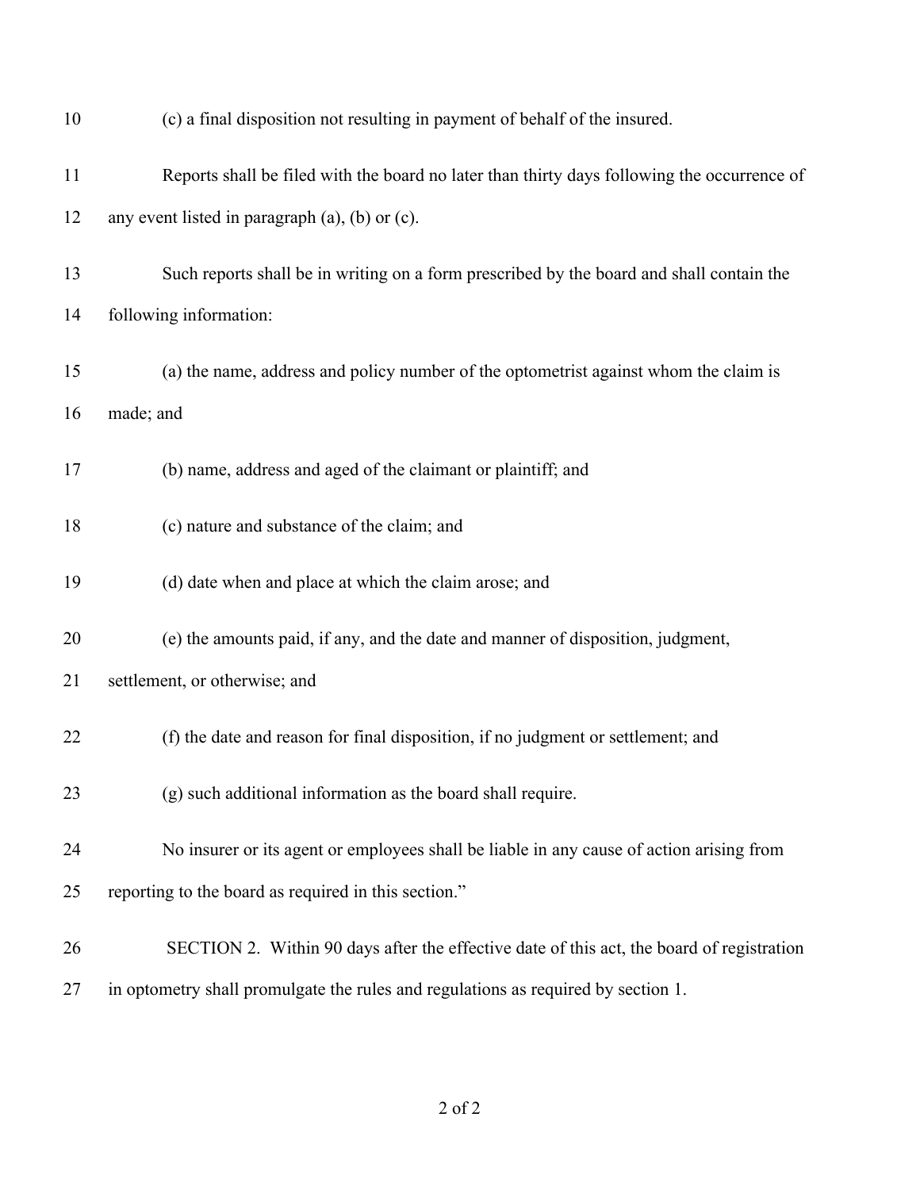(c) a final disposition not resulting in payment of behalf of the insured.

Reports shall be filed with the board no later than thirty days following the occurrence of any event listed in paragraph (a), (b) or (c).

Such reports shall be in writing on a form prescribed by the board and shall contain the following information:

(a) the name, address and policy number of the optometrist against whom the claim is made; and

(b) name, address and aged of the claimant or plaintiff; and

(c) nature and substance of the claim; and

(d) date when and place at which the claim arose; and

(e) the amounts paid, if any, and the date and manner of disposition, judgment, settlement, or otherwise; and

(f) the date and reason for final disposition, if no judgment or settlement; and

(g) such additional information as the board shall require.

No insurer or its agent or employees shall be liable in any cause of action arising from reporting to the board as required in this section."

SECTION 2. Within 90 days after the effective date of this act, the board of registration in optometry shall promulgate the rules and regulations as required by section 1.